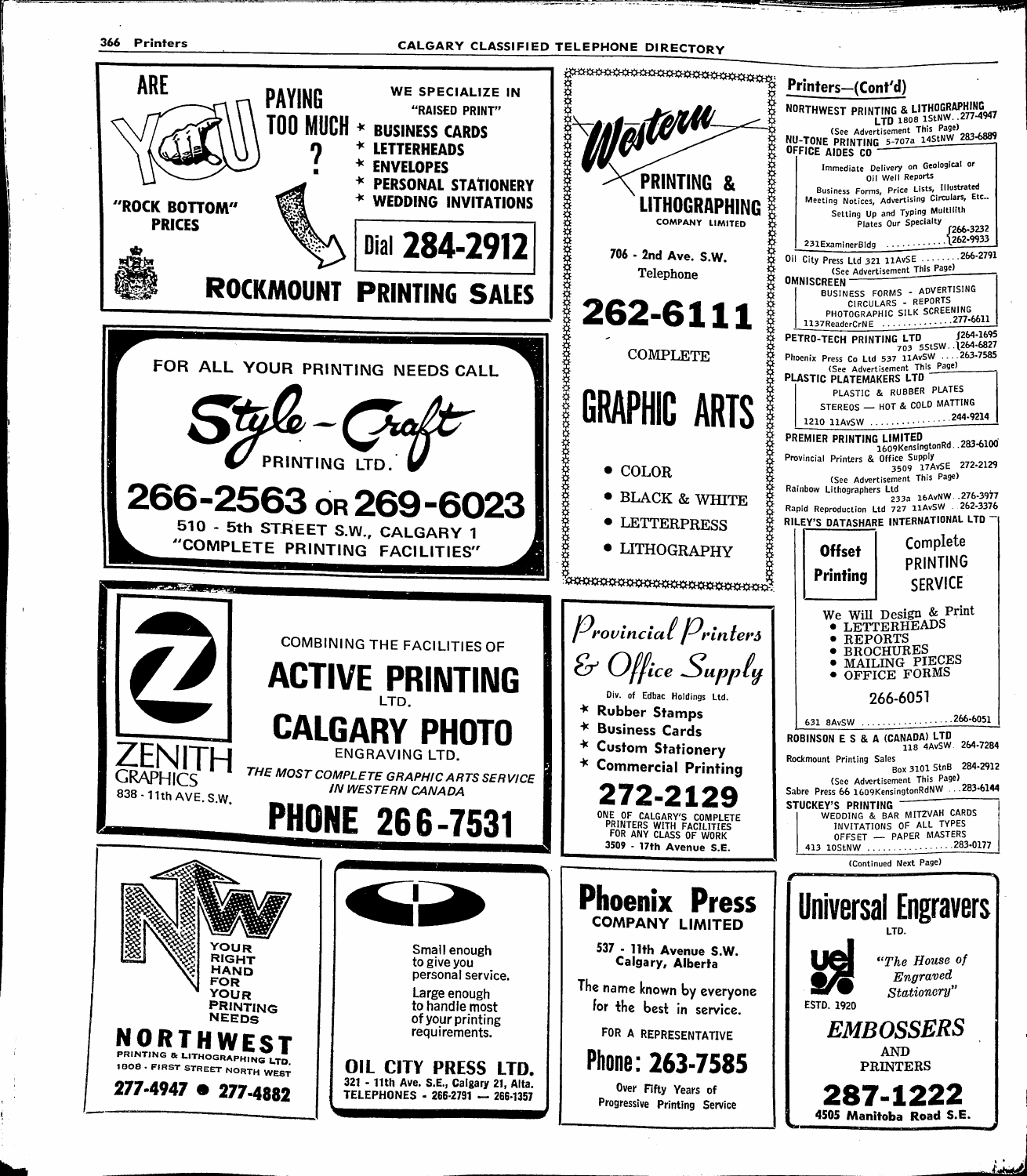ARE **YOU** PAYING TOO MUCH ?

"ROCK BOTTOM" PRICES

WE SPECIALIZE IN "RAISED PRINT"

- BUSINESS CARDS
- LETTERHEADS
- ENVELOPES
- PERSONAL STATIONERY
- WEDDING INVITATIONS

Dial **284-2912**

**ROCKMOUNT PRINTING SALES**

---

FOR ALL YOUR PRINTING NEEDS CALL

**Style-Craft** PRINTING LTD.

**266-2563 OR 269-6023**

510 - 5th STREET S.W., CALGARY 1

"COMPLETE PRINTING FACILITIES"

---

COMBINING THE FACILITIES OF

**ACTIVE PRINTING** LTD.

**CALGARY PHOTO** ENGRAVING LTD.

*THE MOST COMPLETE GRAPHIC ARTS SERVICE IN WESTERN CANADA*

ZENITH GRAPHICS

838 - 11th AVE. S.W.

**PHONE 266-7531**

---

YOUR RIGHT HAND FOR YOUR PRINTING NEEDS

**NORTHWEST** PRINTING & LITHOGRAPHING LTD.

1808 - FIRST STREET NORTH WEST

**277-4947 • 277-4882**

---

Small enough to give you personal service.

Large enough to handle most of your printing requirements.

**OIL CITY PRESS LTD.**

321 - 11th Ave. S.E., Calgary 21, Alta.

TELEPHONES - 266-2791 — 266-1357

---

**Western** PRINTING & LITHOGRAPHING COMPANY LIMITED

706 - 2nd Ave. S.W.

Telephone

**262-6111**

COMPLETE

**GRAPHIC ARTS**

- COLOR
- BLACK & WHITE
- LETTERPRESS
- LITHOGRAPHY

---

*Provincial Printers & Office Supply*

Div. of Edbac Holdings Ltd.

- Rubber Stamps
- Business Cards
- Custom Stationery
- Commercial Printing

**272-2129**

ONE OF CALGARY'S COMPLETE PRINTERS WITH FACILITIES FOR ANY CLASS OF WORK

3509 - 17th Avenue S.E.

---

**Phoenix Press** COMPANY LIMITED

537 - 11th Avenue S.W.

Calgary, Alberta

The name known by everyone for the best in service.

FOR A REPRESENTATIVE

**Phone: 263-7585**

Over Fifty Years of Progressive Printing Service

---

## Printers—(Cont'd)

NORTHWEST PRINTING & LITHOGRAPHING LTD 1808 1StNW..277-4947
(See Advertisement This Page)

NU-TONE PRINTING 5-707a 14StNW 283-6889

OFFICE AIDES CO
Immediate Delivery on Geological or Oil Well Reports
Business Forms, Price Lists, Illustrated Meeting Notices, Advertising Circulars, Etc..
Setting Up and Typing Multilith Plates Our Specialty
231ExaminerBldg ............ 266-3232 / 262-9933

Oil City Press Ltd 321 11AvSE ........266-2791
(See Advertisement This Page)

OMNISCREEN
BUSINESS FORMS - ADVERTISING CIRCULARS - REPORTS
PHOTOGRAPHIC SILK SCREENING
1137ReaderCrNE ..............277-6611

PETRO-TECH PRINTING LTD 703 5StSW.. 264-1695 / 264-6827

Phoenix Press Co Ltd 537 11AvSW ....263-7585
(See Advertisement This Page)

PLASTIC PLATEMAKERS LTD
PLASTIC & RUBBER PLATES
STEREOS — HOT & COLD MATTING
1210 11AvSW ................244-9214

PREMIER PRINTING LIMITED 1609KensingtonRd..283-6100

Provincial Printers & Office Supply 3509 17AvSE 272-2129
(See Advertisement This Page)

Rainbow Lithographers Ltd 233a 16AvNW..276-3977

Rapid Reproduction Ltd 727 11AvSW . 262-3376

RILEY'S DATASHARE INTERNATIONAL LTD
Offset Printing — Complete PRINTING SERVICE
We Will Design & Print
- LETTERHEADS
- REPORTS
- BROCHURES
- MAILING PIECES
- OFFICE FORMS

266-6051
631 8AvSW ..................266-6051

ROBINSON E S & A (CANADA) LTD 118 4AvSW 264-7284

Rockmount Printing Sales Box 3101 StnB 284-2912
(See Advertisement This Page)

Sabre Press 66 1609KensingtonRdNW ...283-6144

STUCKEY'S PRINTING
WEDDING & BAR MITZVAH CARDS
INVITATIONS OF ALL TYPES
OFFSET — PAPER MASTERS
413 10StNW .................283-0177

(Continued Next Page)

---

**Universal Engravers** LTD.

*"The House of Engraved Stationery"*

ESTD. 1920

***EMBOSSERS*** AND PRINTERS

**287-1222**

4505 Manitoba Road S.E.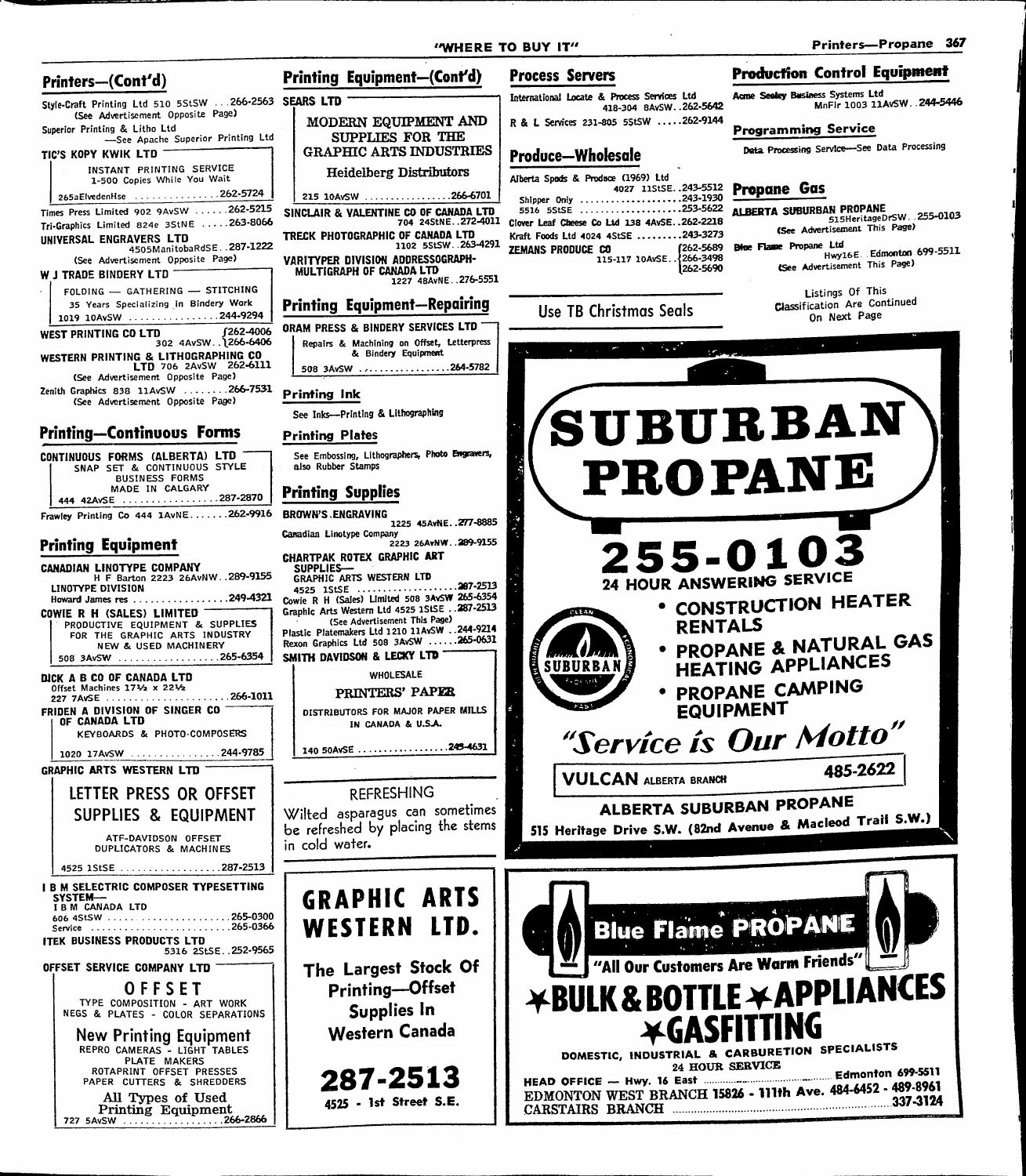## Printers—(Cont'd)

Style-Craft Printing Ltd 510 5StSW ...266-2563
(See Advertisement Opposite Page)

Superior Printing & Litho Ltd
—See Apache Superior Printing Ltd

**TIC'S KOPY KWIK LTD**
INSTANT PRINTING SERVICE
1-500 Copies While You Wait
265aElvedenHse ..............262-5724

Times Press Limited 902 9AvSW ......262-5215

Tri-Graphics Limited 824e 3StNE .....263-8066

**UNIVERSAL ENGRAVERS LTD**
4505ManitobaRdSE..287-1222
(See Advertisement Opposite Page)

**W J TRADE BINDERY LTD**
FOLDING — GATHERING — STITCHING
35 Years Specializing in Bindery Work
1019 10AvSW ................244-9294

**WEST PRINTING CO LTD**
302 4AvSW..262-4006 / 266-6406

**WESTERN PRINTING & LITHOGRAPHING CO LTD** 706 2AvSW 262-6111
(See Advertisement Opposite Page)

Zenith Graphics 838 11AvSW ........266-7531
(See Advertisement Opposite Page)

## Printing—Continuous Forms

**CONTINUOUS FORMS (ALBERTA) LTD**
SNAP SET & CONTINUOUS STYLE
BUSINESS FORMS
MADE IN CALGARY
444 42AvSE .................287-2870

Frawley Printing Co 444 1AvNE.......262-9916

## Printing Equipment

**CANADIAN LINOTYPE COMPANY**
H F Barton 2223 26AvNW..289-9155

**LINOTYPE DIVISION**
Howard James res ................249-4321

**COWIE R H (SALES) LIMITED**
PRODUCTIVE EQUIPMENT & SUPPLIES
FOR THE GRAPHIC ARTS INDUSTRY
NEW & USED MACHINERY
508 3AvSW ..................265-6354

**DICK A B CO OF CANADA LTD**
Offset Machines 17½ x 22½
227 7AvSE .....................266-1011

**FRIDEN A DIVISION OF SINGER CO OF CANADA LTD**
KEYBOARDS & PHOTO-COMPOSERS
1020 17AvSW ................244-9785

**GRAPHIC ARTS WESTERN LTD**
LETTER PRESS OR OFFSET
SUPPLIES & EQUIPMENT
ATF-DAVIDSON OFFSET
DUPLICATORS & MACHINES
4525 1StSE ...................287-2513

**I B M SELECTRIC COMPOSER TYPESETTING SYSTEM—**
I B M CANADA LTD
606 4StSW ......................265-0300
Service .........................265-0366

**ITEK BUSINESS PRODUCTS LTD**
5316 2StSE..252-9565

**OFFSET SERVICE COMPANY LTD**
OFFSET
TYPE COMPOSITION - ART WORK
NEGS & PLATES - COLOR SEPARATIONS
New Printing Equipment
REPRO CAMERAS - LIGHT TABLES
PLATE MAKERS
ROTAPRINT OFFSET PRESSES
PAPER CUTTERS & SHREDDERS
All Types of Used
Printing Equipment
727 5AvSW ..................266-2866

## Printing Equipment—(Cont'd)

**SEARS LTD**
MODERN EQUIPMENT AND
SUPPLIES FOR THE
GRAPHIC ARTS INDUSTRIES
Heidelberg Distributors
215 10AvSW .................266-6701

**SINCLAIR & VALENTINE CO OF CANADA LTD**
704 24StNE..272-4011

**TRECK PHOTOGRAPHIC OF CANADA LTD**
1102 5StSW..263-4291

**VARITYPER DIVISION ADDRESSOGRAPH-MULTIGRAPH OF CANADA LTD**
1227 48AvNE..276-5551

## Printing Equipment—Repairing

**ORAM PRESS & BINDERY SERVICES LTD**
Repairs & Machining on Offset, Letterpress
& Bindery Equipment
508 3AvSW ..................264-5782

## Printing Ink

See Inks—Printing & Lithographing

## Printing Plates

See Embossing, Lithographers, Photo Engravers, also Rubber Stamps

## Printing Supplies

**BROWN'S ENGRAVING**
1225 45AvNE..277-8885

Canadian Linotype Company
2223 26AvNW..289-9155

**CHARTPAK ROTEX GRAPHIC ART SUPPLIES—**
GRAPHIC ARTS WESTERN LTD
4525 1StSE ...................287-2513

Cowie R H (Sales) Limited 508 3AvSW 265-6354

Graphic Arts Western Ltd 4525 1StSE ..287-2513
(See Advertisement This Page)

Plastic Platemakers Ltd 1210 11AvSW ..244-9214

Rexon Graphics Ltd 508 3AvSW ......265-0631

**SMITH DAVIDSON & LECKY LTD**
WHOLESALE
PRINTERS' PAPER
DISTRIBUTORS FOR MAJOR PAPER MILLS
IN CANADA & U.S.A.
140 50AvSE ..................245-4631

REFRESHING

Wilted asparagus can sometimes be refreshed by placing the stems in cold water.

**GRAPHIC ARTS WESTERN LTD.**

The Largest Stock Of Printing—Offset Supplies In Western Canada

**287-2513**

4525 - 1st Street S.E.

## Process Servers

International Locate & Process Services Ltd
418-304 8AvSW..262-5642

R & L Services 231-805 5StSW .....262-9144

## Produce—Wholesale

Alberta Spuds & Produce (1969) Ltd
4027 11StSE..243-5512
Shipper Only ....................243-1930
5516 5StSE ....................253-5622

Clover Leaf Cheese Co Ltd 138 4AvSE..262-2218

Kraft Foods Ltd 4024 4StSE .........243-3273

**ZEMANS PRODUCE CO**
115-117 10AvSE..262-5689 / 266-3498 / 262-5690

Use TB Christmas Seals

## Production Control Equipment

Acme Seeley Business Systems Ltd
MnFlr 1003 11AvSW..244-5446

## Programming Service

Data Processing Service—See Data Processing

## Propane Gas

**ALBERTA SUBURBAN PROPANE**
515HeritageDrSW..255-0103
(See Advertisement This Page)

Blue Flame Propane Ltd
Hwy16E..Edmonton 699-5511
(See Advertisement This Page)

Listings Of This Classification Are Continued On Next Page

**SUBURBAN PROPANE**

**255-0103**

24 HOUR ANSWERING SERVICE

- CONSTRUCTION HEATER RENTALS
- PROPANE & NATURAL GAS HEATING APPLIANCES
- PROPANE CAMPING EQUIPMENT

*"Service is Our Motto"*

VULCAN ALBERTA BRANCH 485-2622

**ALBERTA SUBURBAN PROPANE**

515 Heritage Drive S.W. (82nd Avenue & Macleod Trail S.W.)

**Blue Flame PROPANE**

"All Our Customers Are Warm Friends"

**★BULK & BOTTLE ★APPLIANCES ★GASFITTING**

DOMESTIC, INDUSTRIAL & CARBURETION SPECIALISTS

24 HOUR SERVICE

HEAD OFFICE — Hwy. 16 East .......... Edmonton 699-5511

EDMONTON WEST BRANCH 15826 - 111th Ave. 484-6452 - 489-8961

CARSTAIRS BRANCH .......... 337-3124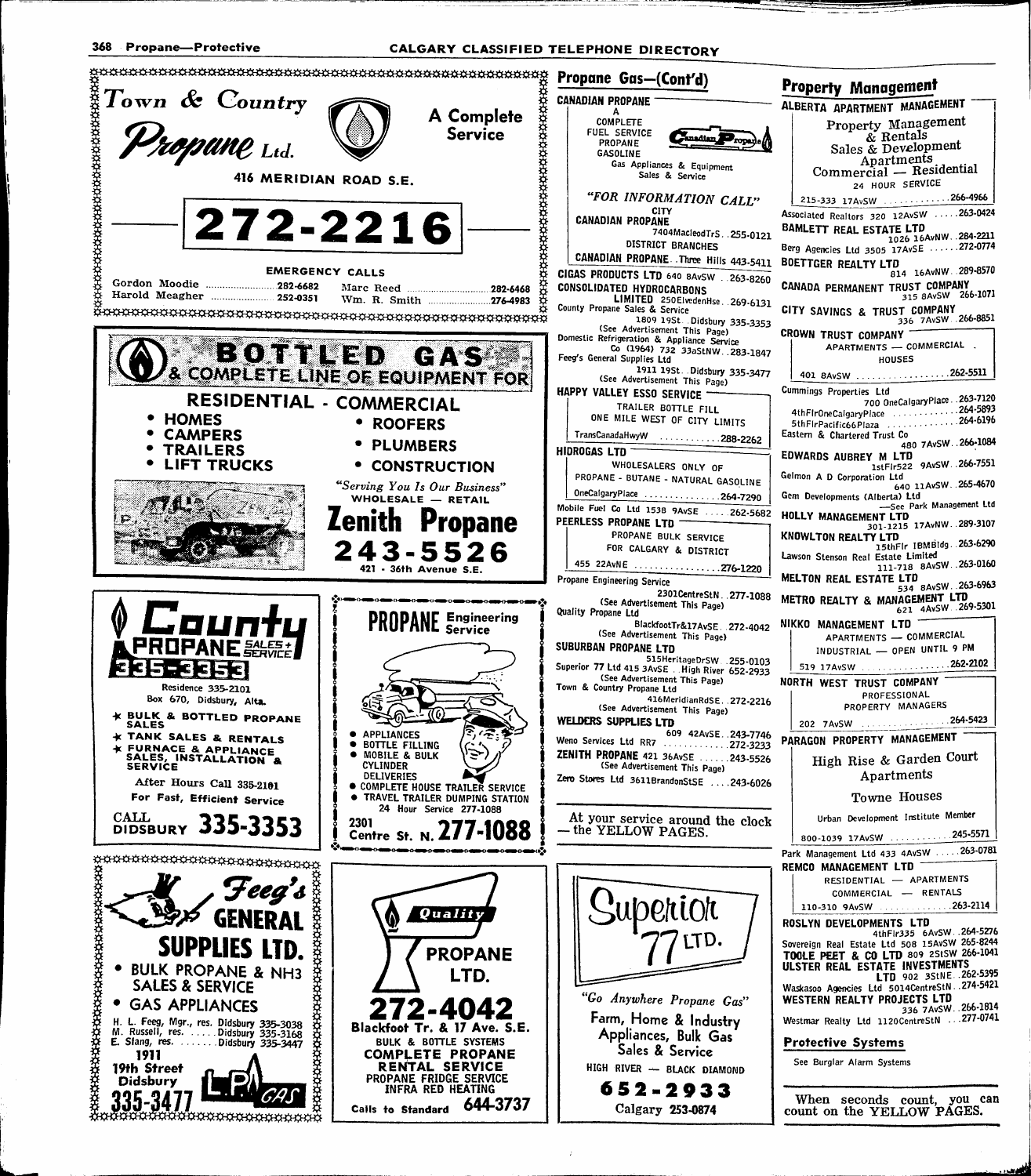# Town & Country Propane Ltd.

**A Complete Service**

416 MERIDIAN ROAD S.E.

## 272-2216

**EMERGENCY CALLS**

Gordon Moodie ........ 282-6682
Harold Meagher ........ 252-0351
Marc Reed ........ 282-6468
Wm. R. Smith ........ 276-4983

---

## BOTTLED GAS & COMPLETE LINE OF EQUIPMENT FOR

**RESIDENTIAL - COMMERCIAL**

- HOMES
- CAMPERS
- TRAILERS
- LIFT TRUCKS
- ROOFERS
- PLUMBERS
- CONSTRUCTION

*"Serving You Is Our Business"*

WHOLESALE — RETAIL

## Zenith Propane

## 243-5526

421 - 36th Avenue S.E.

---

## County PROPANE SALES + SERVICE

**335-3353**

Residence 335-2101
Box 670, Didsbury, Alta.

- ★ BULK & BOTTLED PROPANE SALES
- ★ TANK SALES & RENTALS
- ★ FURNACE & APPLIANCE SALES, INSTALLATION & SERVICE

After Hours Call 335-2101
For Fast, Efficient Service

CALL DIDSBURY **335-3353**

---

## PROPANE Engineering Service

- APPLIANCES
- BOTTLE FILLING
- MOBILE & BULK CYLINDER DELIVERIES
- COMPLETE HOUSE TRAILER SERVICE
- TRAVEL TRAILER DUMPING STATION

24 Hour Service 277-1088

2301 Centre St. N. **277-1088**

---

## Feeg's GENERAL SUPPLIES LTD.

- BULK PROPANE & NH3 SALES & SERVICE
- GAS APPLIANCES

H. L. Feeg, Mgr., res. Didsbury 335-3038
M. Russell, res. ...... Didsbury 335-3168
E. Slang, res. ........ Didsbury 335-3447

1911 19th Street Didsbury

**335-3477**

L.P. GAS

---

## Quality PROPANE LTD.

## 272-4042

Blackfoot Tr. & 17 Ave. S.E.

BULK & BOTTLE SYSTEMS

**COMPLETE PROPANE RENTAL SERVICE**

PROPANE FRIDGE SERVICE
INFRA RED HEATING

Calls to Standard **644-3737**

---

## Propane Gas—(Cont'd)

**CANADIAN PROPANE**
A COMPLETE FUEL SERVICE
PROPANE
GASOLINE
Gas Appliances & Equipment Sales & Service

*"FOR INFORMATION CALL"*

CITY
CANADIAN PROPANE
7404MacleodTrS. . 255-0121
DISTRICT BRANCHES
CANADIAN PROPANE . Three Hills 443-5411

**CIGAS PRODUCTS LTD** 640 8AvSW . . 263-8260
**CONSOLIDATED HYDROCARBONS LIMITED** 250ElvedenHse . . 269-6131
County Propane Sales & Service 1809 19St . Didsbury 335-3353
(See Advertisement This Page)
Domestic Refrigeration & Appliance Service Co (1964) 732 33aStNW . . 283-1847
Feeg's General Supplies Ltd 1911 19St . Didsbury 335-3477
(See Advertisement This Page)

**HAPPY VALLEY ESSO SERVICE**
TRAILER BOTTLE FILL
ONE MILE WEST OF CITY LIMITS
TransCanadaHwyW . . . . . . . . . . . 288-2262

**HIDROGAS LTD**
WHOLESALERS ONLY OF
PROPANE - BUTANE - NATURAL GASOLINE
OneCalgaryPlace . . . . . . . . . . . . 264-7290

Mobile Fuel Co Ltd 1538 9AvSE . . . . 262-5682

**PEERLESS PROPANE LTD**
PROPANE BULK SERVICE
FOR CALGARY & DISTRICT
455 22AvNE . . . . . . . . . . . . . . . 276-1220

Propane Engineering Service 2301CentreStN . . 277-1088
(See Advertisement This Page)
Quality Propane Ltd BlackfootTr&17AvSE . . 272-4042
(See Advertisement This Page)
**SUBURBAN PROPANE LTD** 515HeritageDrSW . 255-0103
Superior 77 Ltd 415 3AvSE . . High River 652-2933
(See Advertisement This Page)
Town & Country Propane Ltd 416MeridianRdSE . . 272-2216
(See Advertisement This Page)
**WELDERS SUPPLIES LTD** 609 42AvSE . . 243-7746
Weno Services Ltd RR7 . . . . . . . . . . . 272-3233
**ZENITH PROPANE** 421 36AvSE . . . . . . 243-5526
(See Advertisement This Page)
Zero Stores Ltd 3611BrandonStSE . . . . 243-6026

At your service around the clock — the YELLOW PAGES.

---

## Superior 77 LTD.

*"Go Anywhere Propane Gas"*

Farm, Home & Industry
Appliances, Bulk Gas
Sales & Service

HIGH RIVER — BLACK DIAMOND

**652-2933**

Calgary 253-0874

---

## Property Management

**ALBERTA APARTMENT MANAGEMENT**
Property Management & Rentals
Sales & Development
Apartments
Commercial — Residential
24 HOUR SERVICE
215-333 17AvSW . . . . . . . . . . . 266-4966

Associated Realtors 320 12AvSW . . . . . 263-0424
**BAMLETT REAL ESTATE LTD** 1026 16AvNW . . 284-2211
Berg Agencies Ltd 3505 17AvSE . . . . . . 272-0774
**BOETTGER REALTY LTD** 814 16AvNW . . 289-8570
**CANADA PERMANENT TRUST COMPANY** 315 8AvSW 266-1071
**CITY SAVINGS & TRUST COMPANY** 336 7AvSW . . 266-8851

**CROWN TRUST COMPANY**
APARTMENTS — COMMERCIAL
HOUSES
401 8AvSW . . . . . . . . . . . . . . . 262-5511

Cummings Properties Ltd 700 OneCalgaryPlace . . 263-7120
4thFlrOneCalgaryPlace . . . . . . . . . . . 264-5893
5thFlrPacific66Plaza . . . . . . . . . . . . 264-6196
Eastern & Chartered Trust Co 480 7AvSW . . 266-1084
**EDWARDS AUBREY M LTD** 1stFlr522 9AvSW . . 266-7551
Gelmon A D Corporation Ltd 640 11AvSW . . 265-4670
Gem Developments (Alberta) Ltd —See Park Management Ltd
**HOLLY MANAGEMENT LTD** 301-1215 17AvNW . . 289-3107
**KNOWLTON REALTY LTD** 15thFlr IBMBldg . . 263-6290
Lawson Stenson Real Estate Limited 111-718 8AvSW . . 263-0160
**MELTON REAL ESTATE LTD** 534 8AvSW . . 263-6963
**METRO REALTY & MANAGEMENT LTD** 621 4AvSW . . 269-5301

**NIKKO MANAGEMENT LTD**
APARTMENTS — COMMERCIAL
INDUSTRIAL — OPEN UNTIL 9 PM
519 17AvSW . . . . . . . . . . . . . . 262-2102

**NORTH WEST TRUST COMPANY**
PROFESSIONAL
PROPERTY MANAGERS
202 7AvSW . . . . . . . . . . . . . . . 264-5423

**PARAGON PROPERTY MANAGEMENT**
High Rise & Garden Court
Apartments
Towne Houses
Urban Development Institute Member
800-1039 17AvSW . . . . . . . . . . . 245-5571

Park Management Ltd 433 4AvSW . . . . . 263-0781

**REMCO MANAGEMENT LTD**
RESIDENTIAL — APARTMENTS
COMMERCIAL — RENTALS
110-310 9AvSW . . . . . . . . . . . . 263-2114

**ROSLYN DEVELOPMENTS LTD** 4thFlr335 6AvSW . . 264-5276
Sovereign Real Estate Ltd 508 15AvSW 265-8244
**TOOLE PEET & CO LTD** 809 2StSW 266-1041
**ULSTER REAL ESTATE INVESTMENTS LTD** 902 3StNE . . 262-5395
Waskasoo Agencies Ltd 5014CentreStN . . 274-5421
**WESTERN REALTY PROJECTS LTD** 336 7AvSW . . 266-1814
Westmar Realty Ltd 1120CentreStN . . . 277-0741

## Protective Systems

See Burglar Alarm Systems

When seconds count, you can count on the YELLOW PAGES.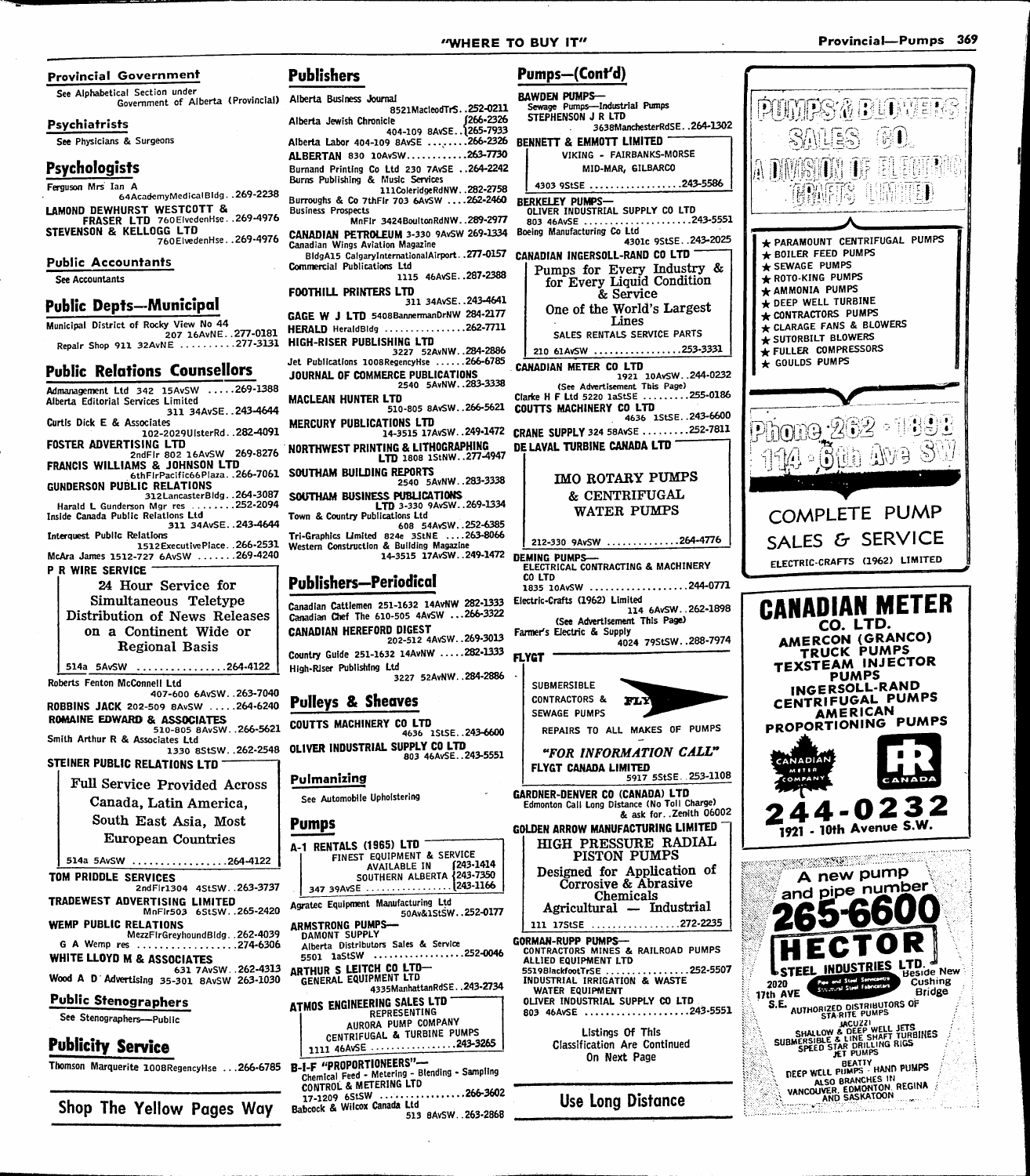## Provincial Government

See Alphabetical Section under Government of Alberta (Provincial)

## Psychiatrists

See Physicians & Surgeons

## Psychologists

Ferguson Mrs Ian A 64AcademyMedicalBldg..269-2238

**LAMOND DEWHURST WESTCOTT & FRASER LTD** 760ElvedenHse..269-4976

**STEVENSON & KELLOGG LTD** 760ElvedenHse..269-4976

## Public Accountants

See Accountants

## Public Depts—Municipal

Municipal District of Rocky View No 44 207 16AvNE..277-0181

Repair Shop 911 32AvNE ..........277-3131

## Public Relations Counsellors

Admanagement Ltd 342 15AvSW .....269-1388

Alberta Editorial Services Limited 311 34AvSE..243-4644

Curtis Dick E & Associates 102-2029UlsterRd..282-4091

**FOSTER ADVERTISING LTD** 2ndFlr 802 16AvSW 269-8276

**FRANCIS WILLIAMS & JOHNSON LTD** 6thFlrPacific66Plaza..266-7061

**GUNDERSON PUBLIC RELATIONS** 312LancasterBldg..264-3087

Harald L Gunderson Mgr res ........252-2094

Inside Canada Public Relations Ltd 311 34AvSE..243-4644

Interquest Public Relations 1512ExecutivePlace..266-2531

McAra James 1512-727 6AvSW .......269-4240

**P R WIRE SERVICE**

24 Hour Service for Simultaneous Teletype Distribution of News Releases on a Continent Wide or Regional Basis

514a 5AvSW ................264-4122

Roberts Fenton McConnell Ltd 407-600 6AvSW..263-7040

**ROBBINS JACK** 202-509 8AvSW .....264-6240

**ROMAINE EDWARD & ASSOCIATES** 510-805 8AvSW..266-5621

Smith Arthur R & Associates Ltd 1330 8StSW..262-2548

**STEINER PUBLIC RELATIONS LTD**

Full Service Provided Across Canada, Latin America, South East Asia, Most European Countries

514a 5AvSW ................264-4122

**TOM PRIDDLE SERVICES** 2ndFlr1304 4StSW..263-3737

**TRADEWEST ADVERTISING LIMITED** MnFlr503 6StSW..265-2420

**WEMP PUBLIC RELATIONS** MezzFlrGreyhoundBldg..262-4039

G A Wemp res ................274-6306

**WHITE LLOYD M & ASSOCIATES** 631 7AvSW..262-4313

Wood A D Advertising 35-301 8AvSW 263-1030

## Public Stenographers

See Stenographers—Public

## Publicity Service

Thomson Marquerite 1008RegencyHse ...266-6785

Shop The Yellow Pages Way

## Publishers

Alberta Business Journal 8521MacleodTrS..252-0211

Alberta Jewish Chronicle 404-109 8AvSE..266-2326 / 265-7933

Alberta Labor 404-109 8AvSE ........266-2326

**ALBERTAN** 830 10AvSW...........263-7730

Burnand Printing Co Ltd 230 7AvSE ..264-2242

Burns Publishing & Music Services 111ColeridgeRdNW..282-2758

Burroughs & Co 7thFlr 703 6AvSW ....262-2460

Business Prospects MnFlr 3424BoultonRdNW..289-2977

**CANADIAN PETROLEUM** 3-330 9AvSW 269-1334

Canadian Wings Aviation Magazine BldgA15 CalgaryInternationalAirport..277-0157

Commercial Publications Ltd 1115 46AvSE..287-2388

**FOOTHILL PRINTERS LTD** 311 34AvSE..243-4641

**GAGE W J LTD** 5408BannermanDrNW 284-2177

**HERALD** HeraldBldg ...............262-7711

**HIGH-RISER PUBLISHING LTD** 3227 52AvNW..284-2886

Jet Publications 1008RegencyHse ......266-6785

**JOURNAL OF COMMERCE PUBLICATIONS** 2540 5AvNW..283-3338

**MACLEAN HUNTER LTD** 510-805 8AvSW..266-5621

**MERCURY PUBLICATIONS LTD** 14-3515 17AvSW..249-1472

**NORTHWEST PRINTING & LITHOGRAPHING LTD** 1808 1StNW..277-4947

**SOUTHAM BUILDING REPORTS** 2540 5AvNW..283-3338

**SOUTHAM BUSINESS PUBLICATIONS LTD** 3-330 9AvSW..269-1334

Town & Country Publications Ltd 608 54AvSW..252-6385

Tri-Graphics Limited 824e 3StNE ....263-8066

Western Construction & Building Magazine 14-3515 17AvSW..249-1472

## Publishers—Periodical

Canadian Cattlemen 251-1632 14AvNW 282-1333

Canadian Chef The 610-505 4AvSW ...266-3322

**CANADIAN HEREFORD DIGEST** 202-512 4AvSW..269-3013

Country Guide 251-1632 14AvNW .....282-1333

High-Riser Publishing Ltd 3227 52AvNW..284-2886

## Pulleys & Sheaves

**COUTTS MACHINERY CO LTD** 4636 1StSE..243-6600

**OLIVER INDUSTRIAL SUPPLY CO LTD** 803 46AvSE..243-5551

## Pulmanizing

See Automobile Upholstering

## Pumps

**A-1 RENTALS (1965) LTD**

FINEST EQUIPMENT & SERVICE AVAILABLE IN SOUTHERN ALBERTA

347 39AvSE ................243-1414 / 243-7350 / 243-1166

Agratec Equipment Manufacturing Ltd 50Av&1StSW..252-0177

**ARMSTRONG PUMPS—**

DAMONT SUPPLY

Alberta Distributors Sales & Service

5501 1aStSW ................252-0046

**ARTHUR S LEITCH CO LTD—**

GENERAL EQUIPMENT LTD 4335ManhattanRdSE..243-2734

**ATMOS ENGINEERING SALES LTD**

REPRESENTING AURORA PUMP COMPANY CENTRIFUGAL & TURBINE PUMPS

1111 46AvSE ................243-3265

**B-I-F "PROPORTIONEERS"—**

Chemical Feed - Metering - Blending - Sampling

**CONTROL & METERING LTD** 17-1209 6StSW ................266-3602

Babcock & Wilcox Canada Ltd 513 8AvSW..263-2868

## Pumps—(Cont'd)

**BAWDEN PUMPS—**

Sewage Pumps—Industrial Pumps

STEPHENSON J R LTD 3638ManchesterRdSE..264-1302

**BENNETT & EMMOTT LIMITED**

VIKING - FAIRBANKS-MORSE

MID-MAR, GILBARCO

4303 9StSE ................243-5586

**BERKELEY PUMPS—**

OLIVER INDUSTRIAL SUPPLY CO LTD 803 46AvSE ................243-5551

Boeing Manufacturing Co Ltd 4301c 9StSE..243-2025

**CANADIAN INGERSOLL-RAND CO LTD**

Pumps for Every Industry & for Every Liquid Condition & Service

One of the World's Largest Lines

SALES RENTALS SERVICE PARTS

210 61AvSW ................253-3331

**CANADIAN METER CO LTD** 1921 10AvSW..244-0232

(See Advertisement This Page)

Clarke H F Ltd 5220 1aStSE .........255-0186

**COUTTS MACHINERY CO LTD** 4636 1StSE..243-6600

**CRANE SUPPLY** 324 58AvSE .........252-7811

**DE LAVAL TURBINE CANADA LTD**

IMO ROTARY PUMPS & CENTRIFUGAL WATER PUMPS

212-330 9AvSW ..............264-4776

**DEMING PUMPS—**

ELECTRICAL CONTRACTING & MACHINERY CO LTD 1835 10AvSW ...................244-0771

Electric-Crafts (1962) Limited 114 6AvSW..262-1898

(See Advertisement This Page)

Farmer's Electric & Supply 4024 79StSW..288-7974

**FLYGT**

SUBMERSIBLE

CONTRACTORS & SEWAGE PUMPS

REPAIRS TO ALL MAKES OF PUMPS

*"FOR INFORMATION CALL"*

**FLYGT CANADA LIMITED** 5917 5StSE..253-1108

**GARDNER-DENVER CO (CANADA) LTD**

Edmonton Call Long Distance (No Toll Charge) & ask for..Zenith 06002

**GOLDEN ARROW MANUFACTURING LIMITED**

HIGH PRESSURE RADIAL PISTON PUMPS

Designed for Application of Corrosive & Abrasive Chemicals

Agricultural — Industrial

111 17StSE ................272-2235

**GORMAN-RUPP PUMPS—**

CONTRACTORS MINES & RAILROAD PUMPS

ALLIED EQUIPMENT LTD 5519BlackfootTrSE ................252-5507

INDUSTRIAL IRRIGATION & WASTE WATER EQUIPMENT

OLIVER INDUSTRIAL SUPPLY CO LTD 803 46AvSE ................243-5551

Listings Of This Classification Are Continued On Next Page

Use Long Distance

**PUMPS & BLOWERS SALES CO.**

A DIVISION OF ELECTRIC CRAFTS LIMITED

- ★ PARAMOUNT CENTRIFUGAL PUMPS
- ★ BOILER FEED PUMPS
- ★ SEWAGE PUMPS
- ★ ROTO-KING PUMPS
- ★ AMMONIA PUMPS
- ★ DEEP WELL TURBINE
- ★ CONTRACTORS PUMPS
- ★ CLARAGE FANS & BLOWERS
- ★ SUTORBILT BLOWERS
- ★ FULLER COMPRESSORS
- ★ GOULDS PUMPS

Phone 262-1898

114 - 6th Ave SW

COMPLETE PUMP SALES & SERVICE

ELECTRIC-CRAFTS (1962) LIMITED

**CANADIAN METER CO. LTD.**

AMERCON (GRANCO) TRUCK PUMPS

TEXSTEAM INJECTOR PUMPS

INGERSOLL-RAND CENTRIFUGAL PUMPS

AMERICAN PROPORTIONING PUMPS

CANADIAN METER COMPANY

IR CANADA

**244-0232**

1921 - 10th Avenue S.W.

A new pump and pipe number

**265-6600**

**HECTOR STEEL INDUSTRIES LTD.**

Pipe and Steel Service Structural Steel Fabricators

2020 17th AVE S.E. — Beside New Cushing Bridge

AUTHORIZED DISTRIBUTORS OF STA-RITE PUMPS

JACUZZI SHALLOW & DEEP WELL JETS

SUBMERSIBLE & LINE SHAFT TURBINES

SPEED STAR DRILLING RIGS

JET PUMPS

BEATTY DEEP WELL PUMPS - HAND PUMPS

ALSO BRANCHES IN VANCOUVER, EDMONTON, REGINA AND SASKATOON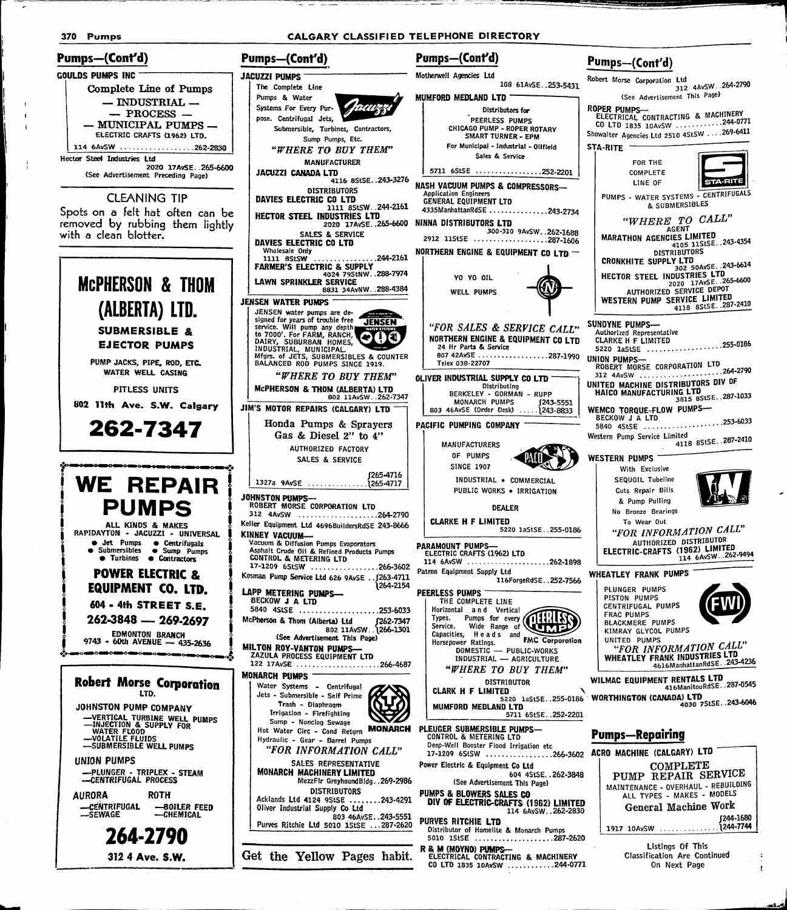## Pumps—(Cont'd)

**GOULDS PUMPS INC**

Complete Line of Pumps
— INDUSTRIAL —
— PROCESS —
— MUNICIPAL PUMPS —
ELECTRIC CRAFTS (1962) LTD.
114 6AvSW ..................262-2830

Hector Steel Industries Ltd
2020 17AvSE..265-6600
(See Advertisement Preceding Page)

CLEANING TIP
Spots on a felt hat often can be removed by rubbing them lightly with a clean blotter.

**McPHERSON & THOM (ALBERTA) LTD.**

SUBMERSIBLE & EJECTOR PUMPS

PUMP JACKS, PIPE, ROD, ETC.
WATER WELL CASING

PITLESS UNITS

802 11th Ave. S.W. Calgary

**262-7347**

**WE REPAIR PUMPS**

ALL KINDS & MAKES
RAPIDAYTON - JACUZZI - UNIVERSAL
- Jet Pumps
- Centrifugals
- Submersibles
- Sump Pumps
- Turbines
- Contractors

**POWER ELECTRIC & EQUIPMENT CO. LTD.**

604 - 4th STREET S.E.
262-3848 — 269-2697
EDMONTON BRANCH
9743 - 60th AVENUE — 435-2636

**Robert Morse Corporation LTD.**

JOHNSTON PUMP COMPANY
—VERTICAL TURBINE WELL PUMPS
—INJECTION & SUPPLY FOR WATER FLOOD
—VOLATILE FLUIDS
—SUBMERSIBLE WELL PUMPS

UNION PUMPS
—PLUNGER - TRIPLEX - STEAM
—CENTRIFUGAL PROCESS

AURORA
—CENTRIFUGAL
—SEWAGE

ROTH
—BOILER FEED
—CHEMICAL

**264-2790**
312 4 Ave. S.W.

**JACUZZI PUMPS**

The Complete Line Pumps & Water Systems For Every Purpose. Centrifugal Jets, Submersible, Turbines, Contractors, Sump Pumps, Etc.

*"WHERE TO BUY THEM"*

MANUFACTURER
JACUZZI CANADA LTD
4116 8StSE..243-3276
DISTRIBUTORS
DAVIES ELECTRIC CO LTD
1111 8StSW..244-2161
HECTOR STEEL INDUSTRIES LTD
2020 17AvSE..265-6600
SALES & SERVICE
DAVIES ELECTRIC CO LTD
Wholesale Only
1111 8StSW ...............244-2161
FARMER'S ELECTRIC & SUPPLY
4024 79StNW..288-7974
LAWN SPRINKLER SERVICE
8831 34AvNW..288-4384

**JENSEN WATER PUMPS**

JENSEN water pumps are designed for years of trouble free service. Will pump any depth to 7000'. For FARM, RANCH, DAIRY, SUBURBAN HOMES, INDUSTRIAL, MUNICIPAL. Mfgrs. of JETS, SUBMERSIBLES & COUNTER BALANCED ROD PUMPS SINCE 1919.

*"WHERE TO BUY THEM"*

McPHERSON & THOM (ALBERTA) LTD
802 11AvSW..262-7347

**JIM'S MOTOR REPAIRS (CALGARY) LTD**

Honda Pumps & Sprayers
Gas & Diesel 2" to 4"
AUTHORIZED FACTORY
SALES & SERVICE
1327a 9AvSE ..............265-4716 / 265-4717

**JOHNSTON PUMPS—**
ROBERT MORSE CORPORATION LTD
312 4AvSW ...................264-2790
Keller Equipment Ltd 4696BuildersRdSE 243-8666
**KINNEY VACUUM—**
Vacuum & Diffusion Pumps Evaporators
Asphalt Crude Oil & Refined Products Pumps
CONTROL & METERING LTD
17-1209 6StSW ................266-3602
Kosman Pump Service Ltd 626 9AvSE..263-4711 / 264-2154
**LAPP METERING PUMPS—**
BECKOW J A LTD
5840 4StSE ...................253-6033
McPherson & Thom (Alberta) Ltd
802 11AvSW..262-7347 / 266-1301
(See Advertisement This Page)
**MILTON ROY-VANTON PUMPS—**
ZAZULA PROCESS EQUIPMENT LTD
122 17AvSE ...................266-4687

**MONARCH PUMPS**

Water Systems - Centrifugal Jets - Submersible - Self Prime Trash - Diaphragm Irrigation - Firefighting Sump - Nonclog Sewage Hot Water Circ - Cond Return Hydraulic - Gear - Barrel Pumps

*"FOR INFORMATION CALL"*

SALES REPRESENTATIVE
MONARCH MACHINERY LIMITED
MezzFlr GreyhoundBldg..269-2986
DISTRIBUTORS
Acklands Ltd 4124 9StSE ........243-4291
Oliver Industrial Supply Co Ltd
803 46AvSE..243-5551
Purves Ritchie Ltd 5010 1StSE ...287-2620

Get the Yellow Pages habit.

Motherwell Agencies Ltd
108 61AvSE..253-5431

**MUMFORD MEDLAND LTD**

Distributors for
PEERLESS PUMPS
CHICAGO PUMP - ROPER ROTARY
SMART TURNER - EPM
For Municipal - Industrial - Oilfield
Sales & Service
5711 6StSE ...............252-2201

**NASH VACUUM PUMPS & COMPRESSORS—**
Application Engineers
GENERAL EQUIPMENT LTD
4335ManhattanRdSE ..............243-2734
**NINNA DISTRIBUTORS LTD**
300-310 9AvSW..262-1688
2912 11StSE ..................287-1606

**NORTHERN ENGINE & EQUIPMENT CO LTD —**

YO YO OIL
WELL PUMPS

*"FOR SALES & SERVICE CALL"*

NORTHERN ENGINE & EQUIPMENT CO LTD
24 Hr Parts & Service
807 42AvSE ..................287-1990
Telex 038-22707

**OLIVER INDUSTRIAL SUPPLY CO LTD**

Distributing
BERKELEY - GORMAN - RUPP
MONARCH PUMPS
803 46AvSE (Order Desk) .....243-5551 / 243-8833

**PACIFIC PUMPING COMPANY**

MANUFACTURERS OF PUMPS SINCE 1907
INDUSTRIAL • COMMERCIAL
PUBLIC WORKS • IRRIGATION
DEALER
CLARKE H F LIMITED
5220 1aStSE..255-0186

**PARAMOUNT PUMPS—**
ELECTRIC CRAFTS (1962) LTD
114 6AvSW ....................262-1898
Patron Equipment Supply Ltd
116ForgeRdSE..252-7566

**PEERLESS PUMPS**

THE COMPLETE LINE
Horizontal and Vertical Types. Pumps for every Service. Wide Range of Capacities, Heads and Horsepower Ratings.
FMC Corporation
DOMESTIC — PUBLIC-WORKS
INDUSTRIAL — AGRICULTURE

*"WHERE TO BUY THEM"*

DISTRIBUTOR
CLARK H F LIMITED
5220 1aStSE..255-0186
MUMFORD MEDLAND LTD
5711 6StSE..252-2201

**PLEUGER SUBMERSIBLE PUMPS—**
CONTROL & METERING LTD
Deep-Well Booster Flood Irrigation etc
17-1209 6StSW ................266-3602
Power Electric & Equipment Co Ltd
604 4StSE..262-3848
(See Advertisement This Page)
**PUMPS & BLOWERS SALES CO**
**DIV OF ELECTRIC-CRAFTS (1962) LIMITED**
114 6AvSW..262-2830
**PURVES RITCHIE LTD**
Distributor of Homelite & Monarch Pumps
5010 1StSE ...................287-2620
**R & M (MOYNO) PUMPS—**
ELECTRICAL CONTRACTING & MACHINERY
CO LTD 1835 10AvSW ...........244-0771

Robert Morse Corporation Ltd
312 4AvSW..264-2790
(See Advertisement This Page)
**ROPER PUMPS—**
ELECTRICAL CONTRACTING & MACHINERY
CO LTD 1835 10AvSW ...........244-0771
Showalter Agencies Ltd 2510 4StSW ....269-6411

**STA-RITE**

FOR THE COMPLETE LINE OF
PUMPS - WATER SYSTEMS - CENTRIFUGALS & SUBMERSIBLES

*"WHERE TO CALL"*

AGENT
MARATHON AGENCIES LIMITED
4105 11StSE..243-4354
DISTRIBUTORS
CRONKHITE SUPPLY LTD
302 50AvSE..243-6614
HECTOR STEEL INDUSTRIES LTD
2020 17AvSE..265-6600
AUTHORIZED SERVICE DEPOT
WESTERN PUMP SERVICE LIMITED
4118 8StSE..287-2410

**SUNDYNE PUMPS—**
Authorized Representative
CLARKE H F LIMITED
5220 1aStSE ...................255-0186
**UNION PUMPS—**
ROBERT MORSE CORPORATION LTD
312 4AvSW .....................264-2790
**UNITED MACHINE DISTRIBUTORS DIV OF HAICO MANUFACTURING LTD**
3815 8StSE..287-1033
**WEMCO TORQUE-FLOW PUMPS—**
BECKOW J A LTD
5840 4StSE ....................253-6033
Western Pump Service Limited
4118 8StSE..287-2410

**WESTERN PUMPS**

With Exclusive SEQUOIL Tubeline Cuts Repair Bills & Pump Pulling
No Bronze Bearings To Wear Out

*"FOR INFORMATION CALL"*

AUTHORIZED DISTRIBUTOR
ELECTRIC-CRAFTS (1962) LIMITED
114 6AvSW..262-9494

**WHEATLEY FRANK PUMPS**

PLUNGER PUMPS
PISTON PUMPS
CENTRIFUGAL PUMPS
FRAC PUMPS
BLACKMERE PUMPS
KIMRAY GLYCOL PUMPS
UNITED PUMPS

*"FOR INFORMATION CALL"*

WHEATLEY FRANK INDUSTRIES LTD
4616ManhattanRdSE..243-4236

**WILMAC EQUIPMENT RENTALS LTD**
416ManitouRdSE..287-0545
**WORTHINGTON (CANADA) LTD**
4030 7StSE..243-6046

## Pumps—Repairing

**ACRO MACHINE (CALGARY) LTD**

COMPLETE PUMP REPAIR SERVICE
MAINTENANCE - OVERHAUL - REBUILDING
ALL TYPES - MAKES - MODELS
General Machine Work
1917 10AvSW ..............244-1680 / 244-7744

Listings Of This Classification Are Continued On Next Page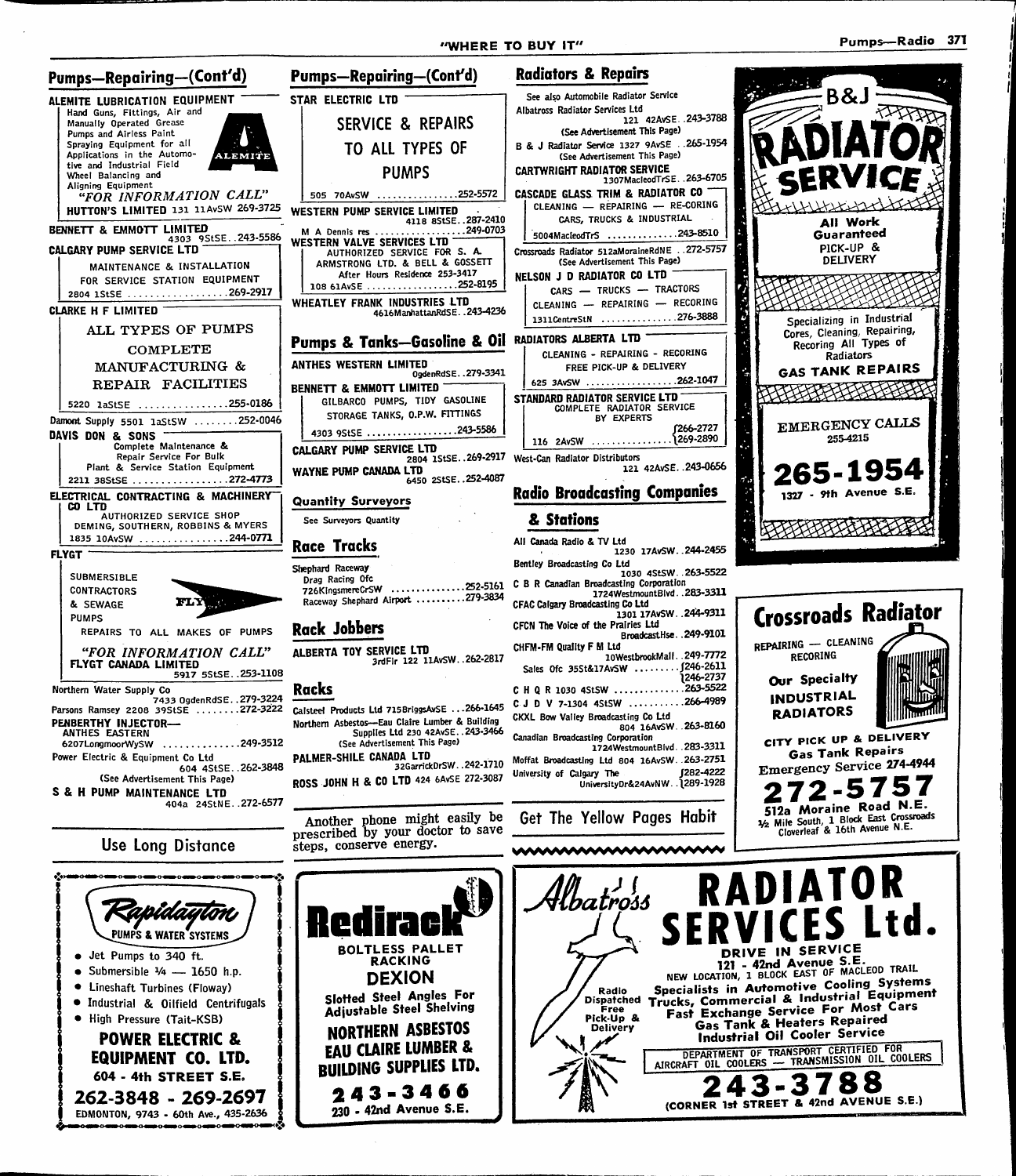## Pumps—Repairing—(Cont'd)

**ALEMITE LUBRICATION EQUIPMENT**
Hand Guns, Fittings, Air and Manually Operated Grease Pumps and Airless Paint Spraying Equipment for all Applications in the Automotive and Industrial Field Wheel Balancing and Aligning Equipment
*"FOR INFORMATION CALL"*
HUTTON'S LIMITED 131 11AvSW 269-3725

**BENNETT & EMMOTT LIMITED** 4303 9StSE..243-5586

**CALGARY PUMP SERVICE LTD**
MAINTENANCE & INSTALLATION FOR SERVICE STATION EQUIPMENT
2804 1StSE ..................269-2917

**CLARKE H F LIMITED**
ALL TYPES OF PUMPS
COMPLETE MANUFACTURING & REPAIR FACILITIES
5220 1aStSE ................255-0186

Damont Supply 5501 1aStSW ........252-0046

**DAVIS DON & SONS**
Complete Maintenance & Repair Service For Bulk Plant & Service Station Equipment
2211 38StSE .................272-4773

**ELECTRICAL CONTRACTING & MACHINERY CO LTD**
AUTHORIZED SERVICE SHOP DEMING, SOUTHERN, ROBBINS & MYERS
1835 10AvSW ................244-0771

**FLYGT**
SUBMERSIBLE CONTRACTORS & SEWAGE PUMPS
REPAIRS TO ALL MAKES OF PUMPS
*"FOR INFORMATION CALL"*
FLYGT CANADA LIMITED 5917 5StSE..253-1108

Northern Water Supply Co 7433 OgdenRdSE..279-3224
Parsons Ramsey 2208 39StSE ........272-3222

**PENBERTHY INJECTOR—**
ANTHES EASTERN 6207LongmoorWySW .............249-3512

Power Electric & Equipment Co Ltd 604 4StSE..262-3848
(See Advertisement This Page)

**S & H PUMP MAINTENANCE LTD** 404a 24StNE..272-6577

Use Long Distance

## Pumps—Repairing—(Cont'd)

**STAR ELECTRIC LTD**
SERVICE & REPAIRS TO ALL TYPES OF PUMPS
505 70AvSW ...............252-5572

**WESTERN PUMP SERVICE LIMITED** 4118 8StSE..287-2410
M A Dennis res ..................249-0703

**WESTERN VALVE SERVICES LTD**
AUTHORIZED SERVICE FOR S. A. ARMSTRONG LTD. & BELL & GOSSETT
After Hours Residence 253-3417
108 61AvSE ..................252-8195

**WHEATLEY FRANK INDUSTRIES LTD** 4616ManhattanRdSE..243-4236

## Pumps & Tanks—Gasoline & Oil

**ANTHES WESTERN LIMITED** OgdenRdSE..279-3341

**BENNETT & EMMOTT LIMITED**
GILBARCO PUMPS, TIDY GASOLINE STORAGE TANKS, O.P.W. FITTINGS
4303 9StSE ..................243-5586

**CALGARY PUMP SERVICE LTD** 2804 1StSE..269-2917

**WAYNE PUMP CANADA LTD** 6450 2StSE..252-4087

## Quantity Surveyors

See Surveyors Quantity

## Race Tracks

Shephard Raceway
Drag Racing Ofc 726KingsmereCrSW ...............252-5161
Raceway Shephard Airport ..........279-3834

## Rack Jobbers

**ALBERTA TOY SERVICE LTD** 3rdFlr 122 11AvSW..262-2817

## Racks

Calsteel Products Ltd 715BriggsAvSE ...266-1645
Northern Asbestos—Eau Claire Lumber & Building Supplies Ltd 230 42AvSE..243-3466
(See Advertisement This Page)

**PALMER-SHILE CANADA LTD** 32GarrickDrSW..242-1710

**ROSS JOHN H & CO LTD** 424 6AvSE 272-3087

Another phone might easily be prescribed by your doctor to save steps, conserve energy.

## Radiators & Repairs

See also Automobile Radiator Service

Albatross Radiator Services Ltd 121 42AvSE..243-3788
(See Advertisement This Page)

B & J Radiator Service 1327 9AvSE ..265-1954
(See Advertisement This Page)

**CARTWRIGHT RADIATOR SERVICE** 1307MacleodTrSE..263-6705

**CASCADE GLASS TRIM & RADIATOR CO**
CLEANING — REPAIRING — RE-CORING CARS, TRUCKS & INDUSTRIAL
5004MacleodTrS .............243-8510

Crossroads Radiator 512aMoraineRdNE ..272-5757
(See Advertisement This Page)

**NELSON J D RADIATOR CO LTD**
CARS — TRUCKS — TRACTORS
CLEANING — REPAIRING — RECORING
1311CentreStN ..............276-3888

**RADIATORS ALBERTA LTD**
CLEANING - REPAIRING - RECORING
FREE PICK-UP & DELIVERY
625 3AvSW .................262-1047

**STANDARD RADIATOR SERVICE LTD**
COMPLETE RADIATOR SERVICE BY EXPERTS
116 2AvSW ...............266-2727 / 269-2890

West-Can Radiator Distributors 121 42AvSE..243-0656

## Radio Broadcasting Companies & Stations

All Canada Radio & TV Ltd 1230 17AvSW..244-2455
Bentley Broadcasting Co Ltd 1030 4StSW..263-5522
C B R Canadian Broadcasting Corporation 1724WestmountBlvd..283-3311
CFAC Calgary Broadcasting Co Ltd 1301 17AvSW..244-9311
CFCN The Voice of the Prairies Ltd BroadcastHse..249-9101
CHFM-FM Quality F M Ltd 10WestbrookMall..249-7772
Sales Ofc 35St&17AvSW .........246-2611 / 246-2737
C H Q R 1030 4StSW .............263-5522
C J D V 7-1304 4StSW ...........266-4989
CKXL Bow Valley Broadcasting Co Ltd 804 16AvSW..263-8160
Canadian Broadcasting Corporation 1724WestmountBlvd..283-3311
Moffat Broadcasting Ltd 804 16AvSW..263-2751
University of Calgary The UniversityDr&24AvNW..282-4222 / 289-1928

Get The Yellow Pages Habit

**B&J RADIATOR SERVICE**
All Work Guaranteed
PICK-UP & DELIVERY
Specializing in Industrial Cores, Cleaning, Repairing, Recoring All Types of Radiators
GAS TANK REPAIRS
EMERGENCY CALLS 255-4215
**265-1954**
1327 - 9th Avenue S.E.

**Crossroads Radiator**
REPAIRING — CLEANING RECORING
Our Specialty INDUSTRIAL RADIATORS
CITY PICK UP & DELIVERY
Gas Tank Repairs
Emergency Service 274-4944
**272-5757**
512a Moraine Road N.E.
½ Mile South, 1 Block East Crossroads Cloverleaf & 16th Avenue N.E.

**Rapidayton**
PUMPS & WATER SYSTEMS
- Jet Pumps to 340 ft.
- Submersible ¼ — 1650 h.p.
- Lineshaft Turbines (Floway)
- Industrial & Oilfield Centrifugals
- High Pressure (Tait-KSB)

**POWER ELECTRIC & EQUIPMENT CO. LTD.**
604 - 4th STREET S.E.
**262-3848 - 269-2697**
EDMONTON, 9743 - 60th Ave., 435-2636

**Redirack**
BOLTLESS PALLET RACKING
**DEXION**
Slotted Steel Angles For Adjustable Steel Shelving
**NORTHERN ASBESTOS EAU CLAIRE LUMBER & BUILDING SUPPLIES LTD.**
**243-3466**
230 - 42nd Avenue S.E.

**Albatross RADIATOR SERVICES Ltd.**
DRIVE IN SERVICE
121 - 42nd Avenue S.E.
NEW LOCATION, 1 BLOCK EAST OF MACLEOD TRAIL
Radio Dispatched Free Pick-Up & Delivery
Specialists in Automotive Cooling Systems
Trucks, Commercial & Industrial Equipment
Fast Exchange Service For Most Cars
Gas Tank & Heaters Repaired
Industrial Oil Cooler Service
DEPARTMENT OF TRANSPORT CERTIFIED FOR AIRCRAFT OIL COOLERS — TRANSMISSION OIL COOLERS
**243-3788**
(CORNER 1st STREET & 42nd AVENUE S.E.)